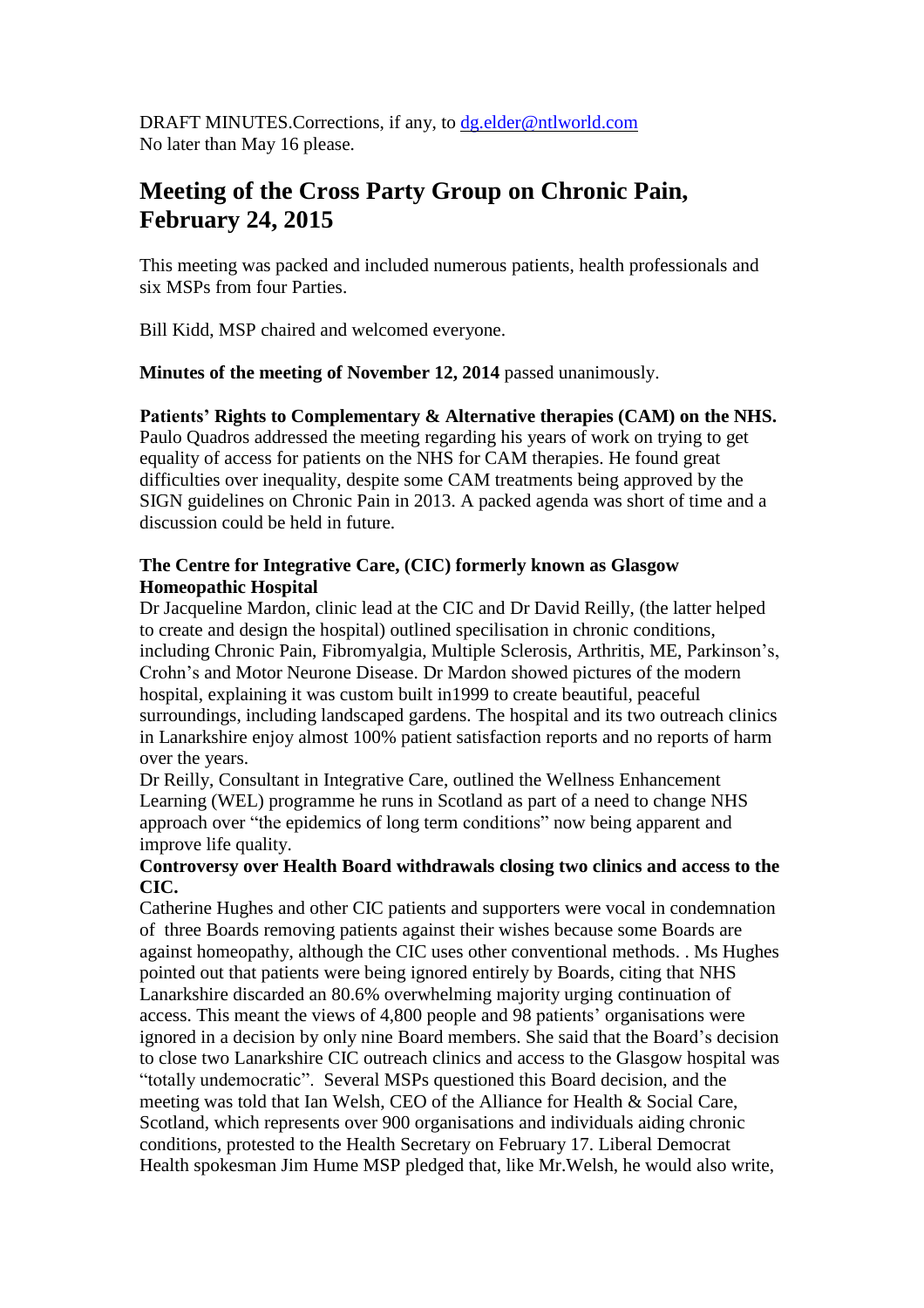DRAFT MINUTES.Corrections, if any, to [dg.elder@ntlworld.com](mailto:dg.elder@ntlworld.com)
No later than May 16 please.

# Meeting of the Cross Party Group on Chronic Pain, February 24, 2015

This meeting was packed and included numerous patients, health professionals and six MSPs from four Parties.

Bill Kidd, MSP chaired and welcomed everyone.

**Minutes of the meeting of November 12, 2014** passed unanimously.

**Patients' Rights to Complementary & Alternative therapies (CAM) on the NHS.**
Paulo Quadros addressed the meeting regarding his years of work on trying to get equality of access for patients on the NHS for CAM therapies. He found great difficulties over inequality, despite some CAM treatments being approved by the SIGN guidelines on Chronic Pain in 2013. A packed agenda was short of time and a discussion could be held in future.

**The Centre for Integrative Care, (CIC) formerly known as Glasgow Homeopathic Hospital**
Dr Jacqueline Mardon, clinic lead at the CIC and Dr David Reilly, (the latter helped to create and design the hospital) outlined specilisation in chronic conditions, including Chronic Pain, Fibromyalgia, Multiple Sclerosis, Arthritis, ME, Parkinson's, Crohn's and Motor Neurone Disease. Dr Mardon showed pictures of the modern hospital, explaining it was custom built in1999 to create beautiful, peaceful surroundings, including landscaped gardens. The hospital and its two outreach clinics in Lanarkshire enjoy almost 100% patient satisfaction reports and no reports of harm over the years.
Dr Reilly, Consultant in Integrative Care, outlined the Wellness Enhancement Learning (WEL) programme he runs in Scotland as part of a need to change NHS approach over "the epidemics of long term conditions" now being apparent and improve life quality.

**Controversy over Health Board withdrawals closing two clinics and access to the CIC.**
Catherine Hughes and other CIC patients and supporters were vocal in condemnation of three Boards removing patients against their wishes because some Boards are against homeopathy, although the CIC uses other conventional methods. . Ms Hughes pointed out that patients were being ignored entirely by Boards, citing that NHS Lanarkshire discarded an 80.6% overwhelming majority urging continuation of access. This meant the views of 4,800 people and 98 patients' organisations were ignored in a decision by only nine Board members. She said that the Board's decision to close two Lanarkshire CIC outreach clinics and access to the Glasgow hospital was "totally undemocratic". Several MSPs questioned this Board decision, and the meeting was told that Ian Welsh, CEO of the Alliance for Health & Social Care, Scotland, which represents over 900 organisations and individuals aiding chronic conditions, protested to the Health Secretary on February 17. Liberal Democrat Health spokesman Jim Hume MSP pledged that, like Mr.Welsh, he would also write,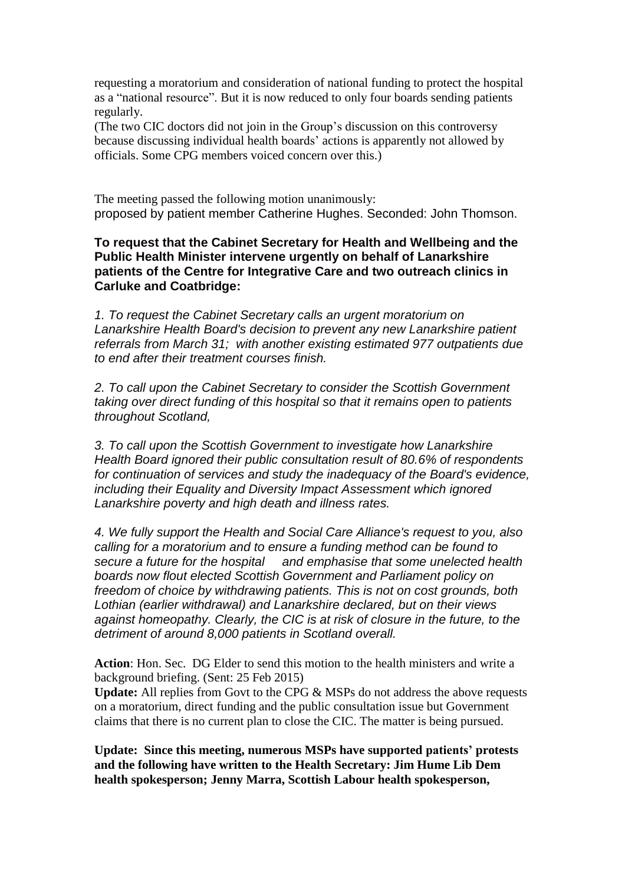requesting a moratorium and consideration of national funding to protect the hospital as a "national resource". But it is now reduced to only four boards sending patients regularly.
(The two CIC doctors did not join in the Group's discussion on this controversy because discussing individual health boards' actions is apparently not allowed by officials. Some CPG members voiced concern over this.)

The meeting passed the following motion unanimously:
proposed by patient member Catherine Hughes. Seconded: John Thomson.

**To request that the Cabinet Secretary for Health and Wellbeing and the Public Health Minister intervene urgently on behalf of Lanarkshire patients of the Centre for Integrative Care and two outreach clinics in Carluke and Coatbridge:**

*1. To request the Cabinet Secretary calls an urgent moratorium on Lanarkshire Health Board's decision to prevent any new Lanarkshire patient referrals from March 31; with another existing estimated 977 outpatients due to end after their treatment courses finish.*

*2. To call upon the Cabinet Secretary to consider the Scottish Government taking over direct funding of this hospital so that it remains open to patients throughout Scotland,*

*3. To call upon the Scottish Government to investigate how Lanarkshire Health Board ignored their public consultation result of 80.6% of respondents for continuation of services and study the inadequacy of the Board's evidence, including their Equality and Diversity Impact Assessment which ignored Lanarkshire poverty and high death and illness rates.*

*4. We fully support the Health and Social Care Alliance's request to you, also calling for a moratorium and to ensure a funding method can be found to secure a future for the hospital and emphasise that some unelected health boards now flout elected Scottish Government and Parliament policy on freedom of choice by withdrawing patients. This is not on cost grounds, both Lothian (earlier withdrawal) and Lanarkshire declared, but on their views against homeopathy. Clearly, the CIC is at risk of closure in the future, to the detriment of around 8,000 patients in Scotland overall.*

**Action**: Hon. Sec. DG Elder to send this motion to the health ministers and write a background briefing. (Sent: 25 Feb 2015)
**Update:** All replies from Govt to the CPG & MSPs do not address the above requests on a moratorium, direct funding and the public consultation issue but Government claims that there is no current plan to close the CIC. The matter is being pursued.

**Update: Since this meeting, numerous MSPs have supported patients' protests and the following have written to the Health Secretary: Jim Hume Lib Dem health spokesperson; Jenny Marra, Scottish Labour health spokesperson,**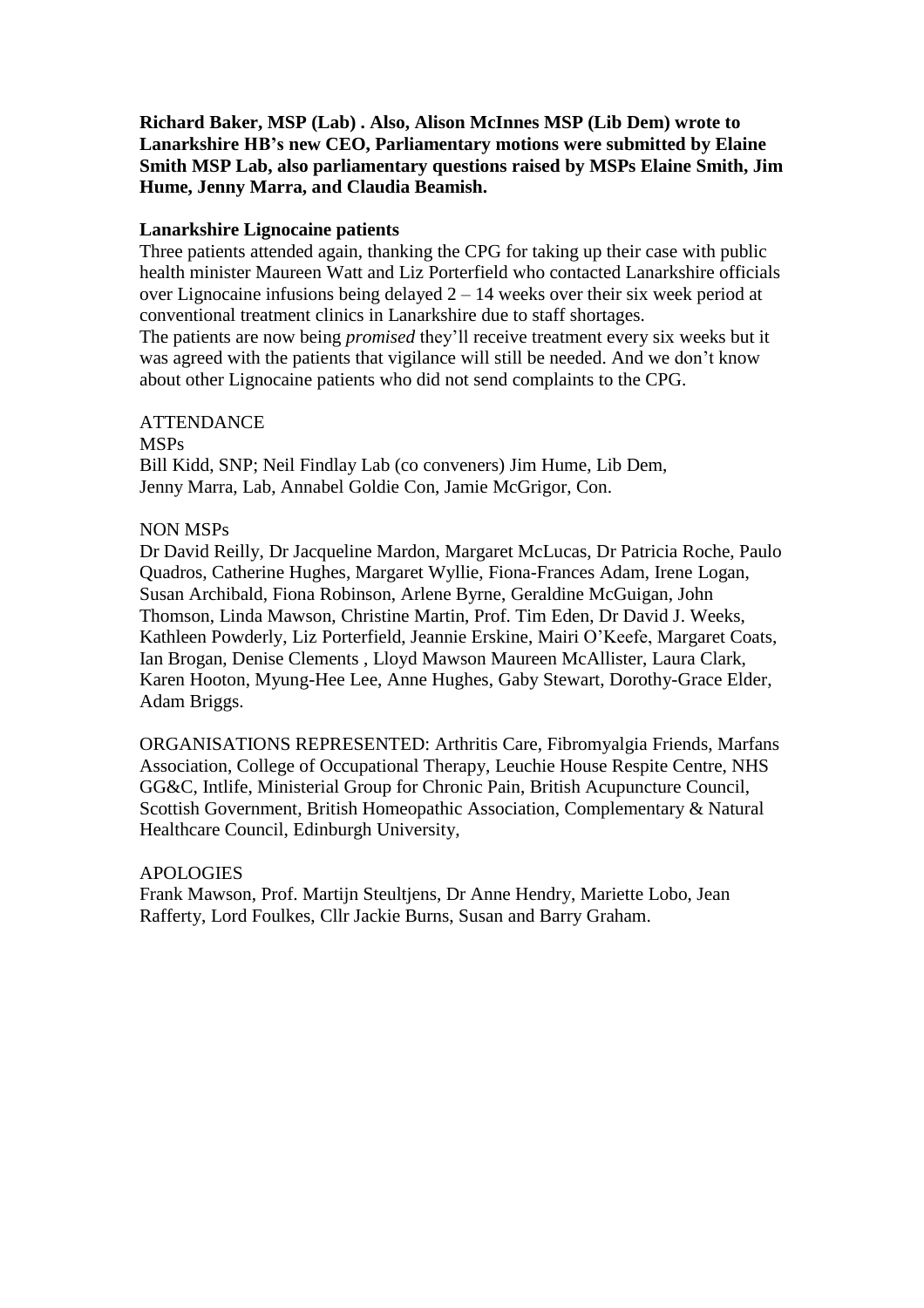**Richard Baker, MSP (Lab) . Also, Alison McInnes MSP (Lib Dem) wrote to Lanarkshire HB's new CEO, Parliamentary motions were submitted by Elaine Smith MSP Lab, also parliamentary questions raised by MSPs Elaine Smith, Jim Hume, Jenny Marra, and Claudia Beamish.**

**Lanarkshire Lignocaine patients**

Three patients attended again, thanking the CPG for taking up their case with public health minister Maureen Watt and Liz Porterfield who contacted Lanarkshire officials over Lignocaine infusions being delayed 2 – 14 weeks over their six week period at conventional treatment clinics in Lanarkshire due to staff shortages.
The patients are now being *promised* they'll receive treatment every six weeks but it was agreed with the patients that vigilance will still be needed. And we don't know about other Lignocaine patients who did not send complaints to the CPG.

ATTENDANCE

MSPs

Bill Kidd, SNP; Neil Findlay Lab (co conveners) Jim Hume, Lib Dem, Jenny Marra, Lab, Annabel Goldie Con, Jamie McGrigor, Con.

NON MSPs

Dr David Reilly, Dr Jacqueline Mardon, Margaret McLucas, Dr Patricia Roche, Paulo Quadros, Catherine Hughes, Margaret Wyllie, Fiona-Frances Adam, Irene Logan, Susan Archibald, Fiona Robinson, Arlene Byrne, Geraldine McGuigan, John Thomson, Linda Mawson, Christine Martin, Prof. Tim Eden, Dr David J. Weeks, Kathleen Powderly, Liz Porterfield, Jeannie Erskine, Mairi O'Keefe, Margaret Coats, Ian Brogan, Denise Clements , Lloyd Mawson Maureen McAllister, Laura Clark, Karen Hooton, Myung-Hee Lee, Anne Hughes, Gaby Stewart, Dorothy-Grace Elder, Adam Briggs.

ORGANISATIONS REPRESENTED: Arthritis Care, Fibromyalgia Friends, Marfans Association, College of Occupational Therapy, Leuchie House Respite Centre, NHS GG&C, Intlife, Ministerial Group for Chronic Pain, British Acupuncture Council, Scottish Government, British Homeopathic Association, Complementary & Natural Healthcare Council, Edinburgh University,

APOLOGIES

Frank Mawson, Prof. Martijn Steultjens, Dr Anne Hendry, Mariette Lobo, Jean Rafferty, Lord Foulkes, Cllr Jackie Burns, Susan and Barry Graham.